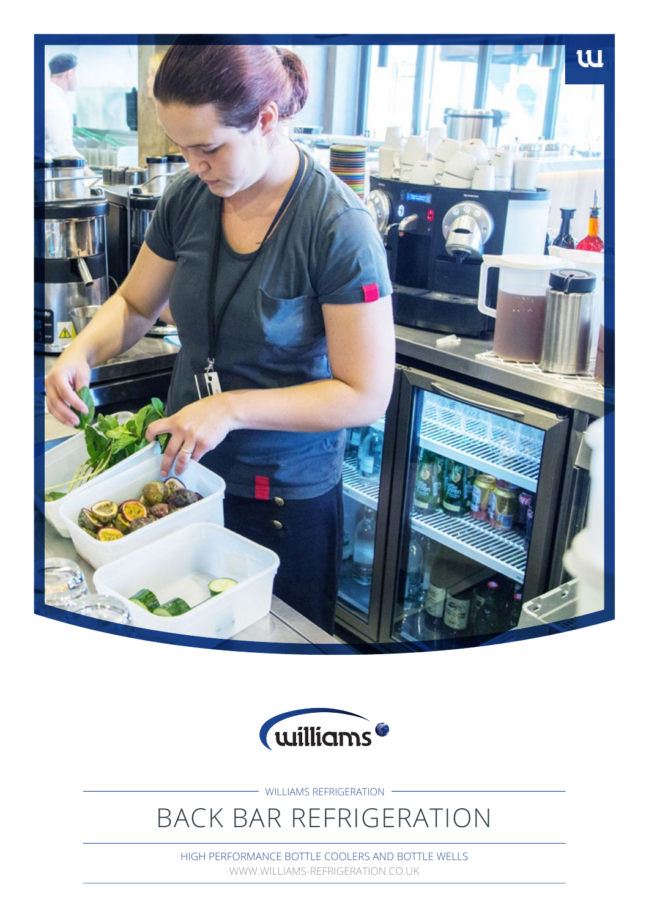WILLIAMS REFRIGERATION

# BACK BAR REFRIGERATION

HIGH PERFORMANCE BOTTLE COOLERS AND BOTTLE WELLS

WWW.WILLIAMS-REFRIGERATION.CO.UK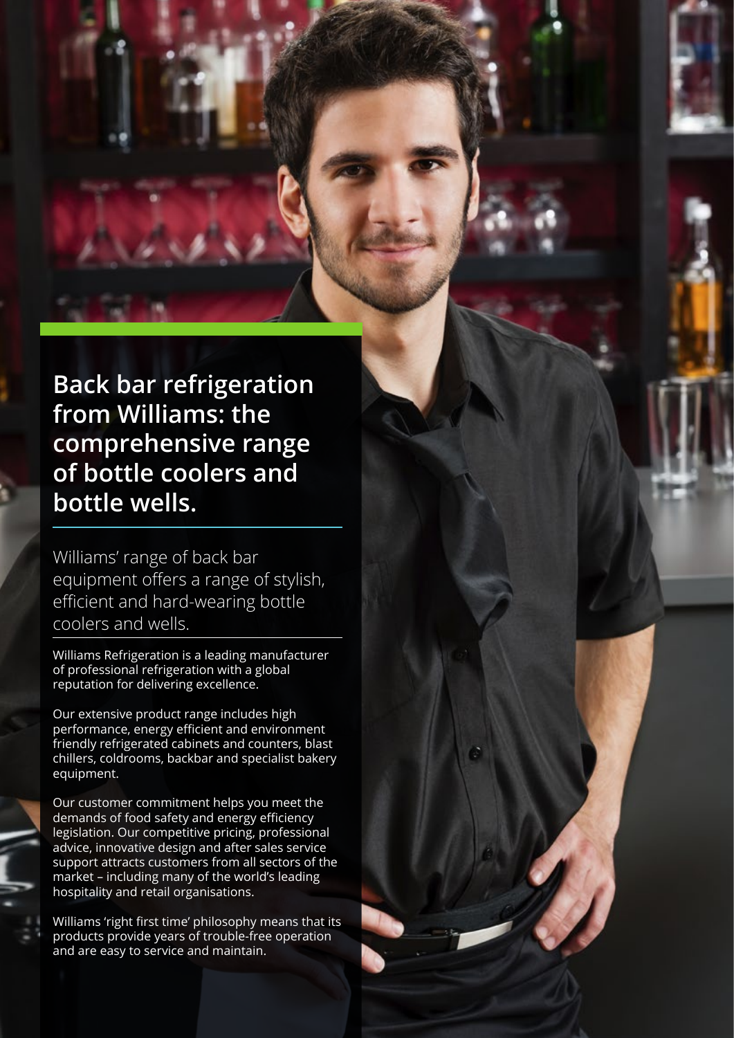# Back bar refrigeration from Williams: the comprehensive range of bottle coolers and bottle wells.

Williams' range of back bar equipment offers a range of stylish, efficient and hard-wearing bottle coolers and wells.

Williams Refrigeration is a leading manufacturer of professional refrigeration with a global reputation for delivering excellence.

Our extensive product range includes high performance, energy efficient and environment friendly refrigerated cabinets and counters, blast chillers, coldrooms, backbar and specialist bakery equipment.

Our customer commitment helps you meet the demands of food safety and energy efficiency legislation. Our competitive pricing, professional advice, innovative design and after sales service support attracts customers from all sectors of the market – including many of the world's leading hospitality and retail organisations.

Williams 'right first time' philosophy means that its products provide years of trouble-free operation and are easy to service and maintain.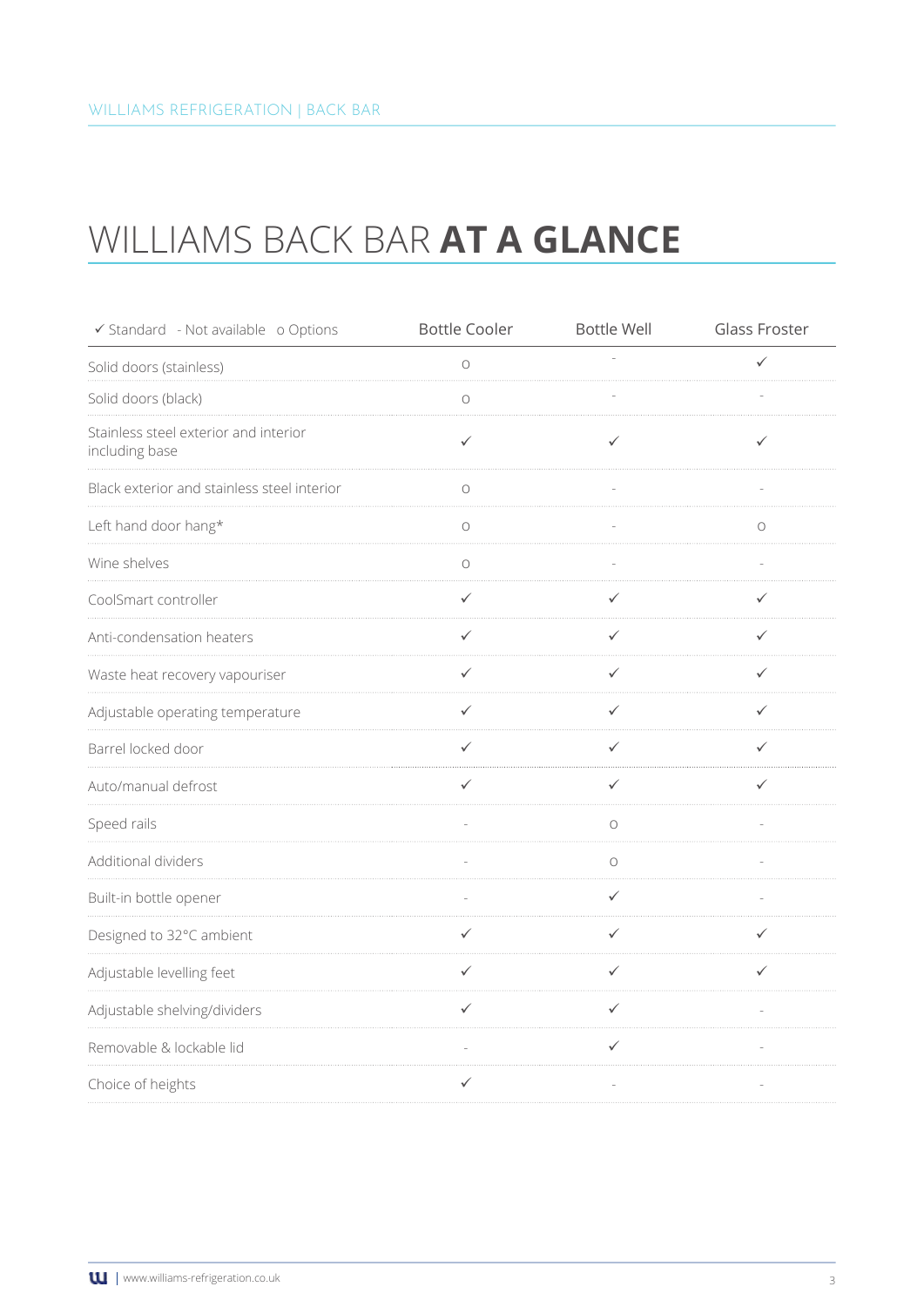# WILLIAMS BACK BAR **AT A GLANCE**

| ✓ Standard - Not available o Options | Bottle Cooler | Bottle Well | Glass Froster |
|---|---|---|---|
| Solid doors (stainless) | o | - | ✓ |
| Solid doors (black) | o | - | - |
| Stainless steel exterior and interior including base | ✓ | ✓ | ✓ |
| Black exterior and stainless steel interior | o | - | - |
| Left hand door hang* | o | - | o |
| Wine shelves | o | - | - |
| CoolSmart controller | ✓ | ✓ | ✓ |
| Anti-condensation heaters | ✓ | ✓ | ✓ |
| Waste heat recovery vapouriser | ✓ | ✓ | ✓ |
| Adjustable operating temperature | ✓ | ✓ | ✓ |
| Barrel locked door | ✓ | ✓ | ✓ |
| Auto/manual defrost | ✓ | ✓ | ✓ |
| Speed rails | - | o | - |
| Additional dividers | - | o | - |
| Built-in bottle opener | - | ✓ | - |
| Designed to 32°C ambient | ✓ | ✓ | ✓ |
| Adjustable levelling feet | ✓ | ✓ | ✓ |
| Adjustable shelving/dividers | ✓ | ✓ | - |
| Removable & lockable lid | - | ✓ | - |
| Choice of heights | ✓ | - | - |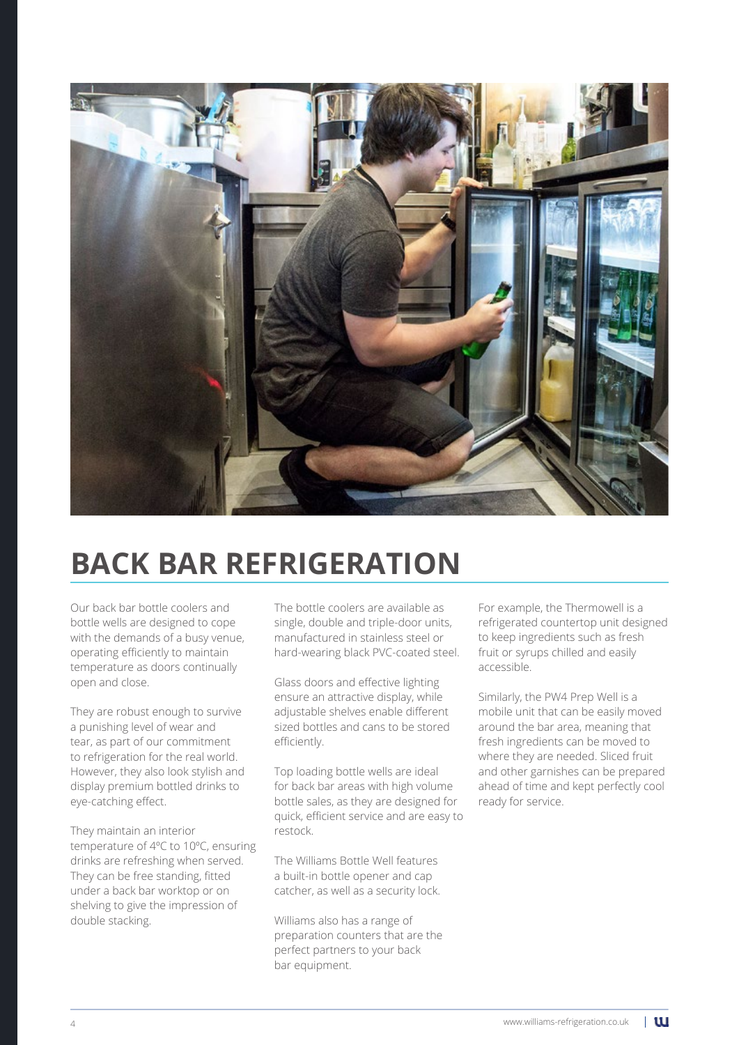# BACK BAR REFRIGERATION

Our back bar bottle coolers and bottle wells are designed to cope with the demands of a busy venue, operating efficiently to maintain temperature as doors continually open and close.

They are robust enough to survive a punishing level of wear and tear, as part of our commitment to refrigeration for the real world. However, they also look stylish and display premium bottled drinks to eye-catching effect.

They maintain an interior temperature of 4ºC to 10ºC, ensuring drinks are refreshing when served. They can be free standing, fitted under a back bar worktop or on shelving to give the impression of double stacking.

The bottle coolers are available as single, double and triple-door units, manufactured in stainless steel or hard-wearing black PVC-coated steel.

Glass doors and effective lighting ensure an attractive display, while adjustable shelves enable different sized bottles and cans to be stored efficiently.

Top loading bottle wells are ideal for back bar areas with high volume bottle sales, as they are designed for quick, efficient service and are easy to restock.

The Williams Bottle Well features a built-in bottle opener and cap catcher, as well as a security lock.

Williams also has a range of preparation counters that are the perfect partners to your back bar equipment.

For example, the Thermowell is a refrigerated countertop unit designed to keep ingredients such as fresh fruit or syrups chilled and easily accessible.

Similarly, the PW4 Prep Well is a mobile unit that can be easily moved around the bar area, meaning that fresh ingredients can be moved to where they are needed. Sliced fruit and other garnishes can be prepared ahead of time and kept perfectly cool ready for service.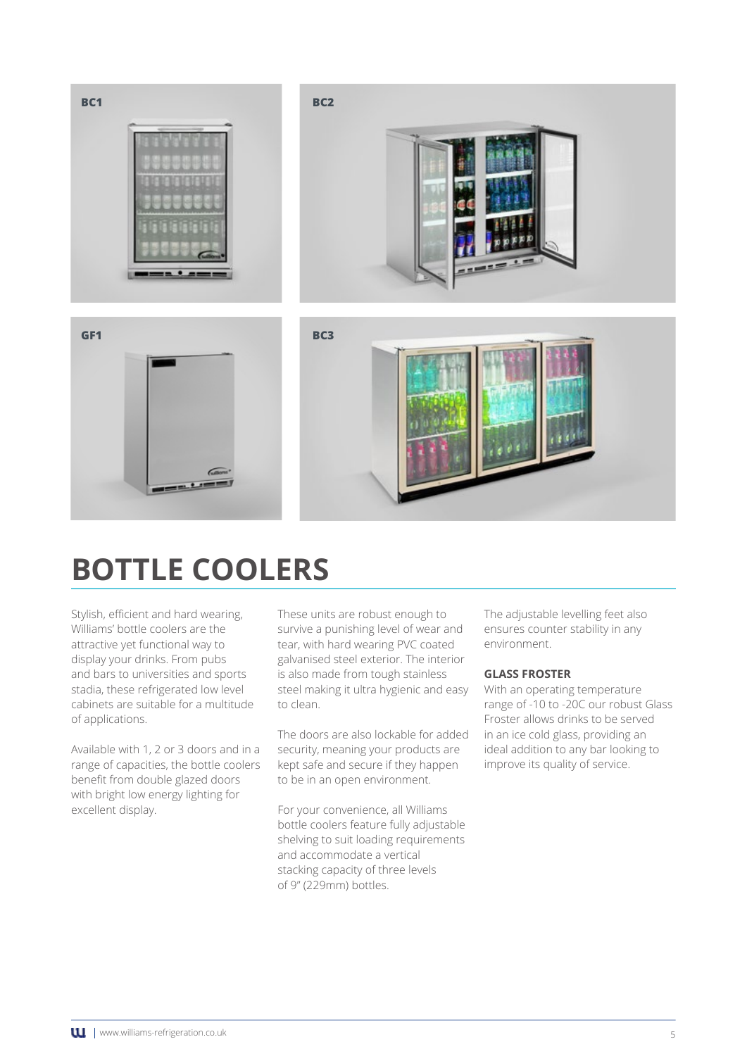BC1

BC2

GF1

BC3

# BOTTLE COOLERS

Stylish, efficient and hard wearing, Williams' bottle coolers are the attractive yet functional way to display your drinks. From pubs and bars to universities and sports stadia, these refrigerated low level cabinets are suitable for a multitude of applications.

Available with 1, 2 or 3 doors and in a range of capacities, the bottle coolers benefit from double glazed doors with bright low energy lighting for excellent display.

These units are robust enough to survive a punishing level of wear and tear, with hard wearing PVC coated galvanised steel exterior. The interior is also made from tough stainless steel making it ultra hygienic and easy to clean.

The doors are also lockable for added security, meaning your products are kept safe and secure if they happen to be in an open environment.

For your convenience, all Williams bottle coolers feature fully adjustable shelving to suit loading requirements and accommodate a vertical stacking capacity of three levels of 9" (229mm) bottles.

The adjustable levelling feet also ensures counter stability in any environment.

**GLASS FROSTER**

With an operating temperature range of -10 to -20C our robust Glass Froster allows drinks to be served in an ice cold glass, providing an ideal addition to any bar looking to improve its quality of service.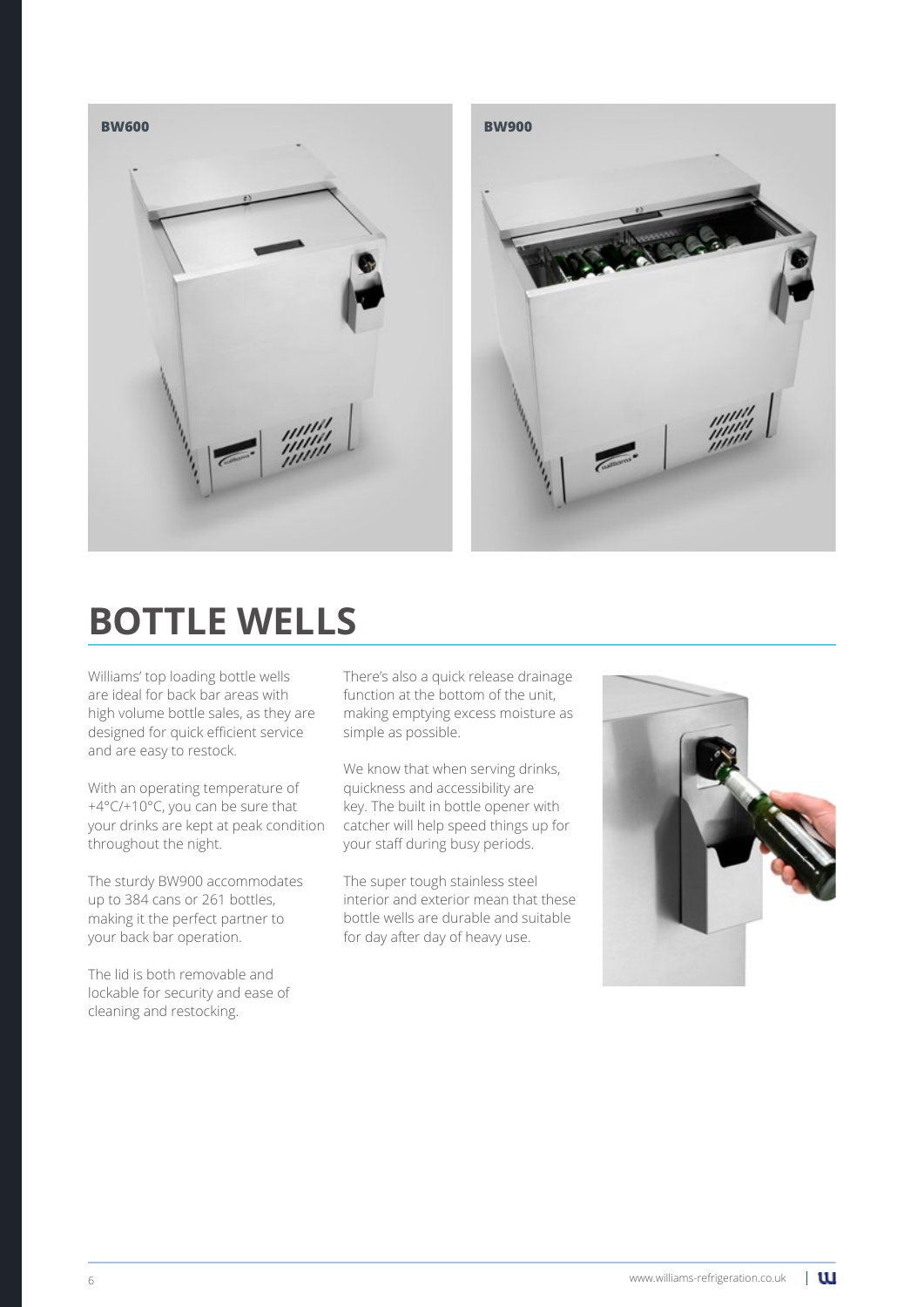BW600

BW900

# BOTTLE WELLS

Williams' top loading bottle wells are ideal for back bar areas with high volume bottle sales, as they are designed for quick efficient service and are easy to restock.

With an operating temperature of +4°C/+10°C, you can be sure that your drinks are kept at peak condition throughout the night.

The sturdy BW900 accommodates up to 384 cans or 261 bottles, making it the perfect partner to your back bar operation.

The lid is both removable and lockable for security and ease of cleaning and restocking.

There's also a quick release drainage function at the bottom of the unit, making emptying excess moisture as simple as possible.

We know that when serving drinks, quickness and accessibility are key. The built in bottle opener with catcher will help speed things up for your staff during busy periods.

The super tough stainless steel interior and exterior mean that these bottle wells are durable and suitable for day after day of heavy use.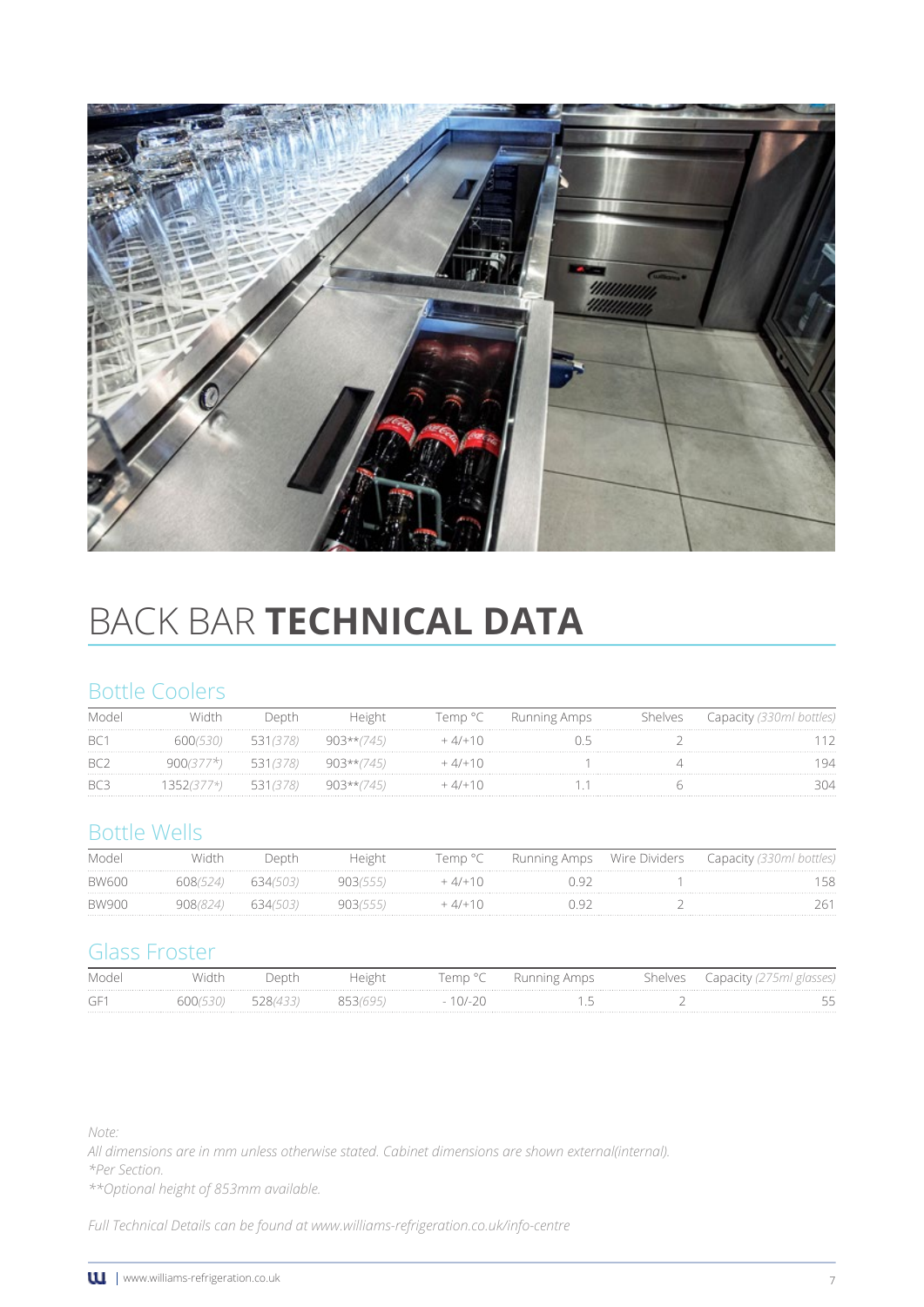# BACK BAR **TECHNICAL DATA**

## Bottle Coolers

| Model | Width | Depth | Height | Temp °C | Running Amps | Shelves | Capacity *(330ml bottles)* |
|---|---|---|---|---|---|---|---|
| BC1 | 600*(530)* | 531*(378)* | 903*\*(745)* | + 4/+10 | 0.5 | 2 | 112 |
| BC2 | 900*(377\*)* | 531*(378)* | 903*\*(745)* | + 4/+10 | 1 | 4 | 194 |
| BC3 | 1352*(377\*)* | 531*(378)* | 903*\*(745)* | + 4/+10 | 1.1 | 6 | 304 |

## Bottle Wells

| Model | Width | Depth | Height | Temp °C | Running Amps | Wire Dividers | Capacity *(330ml bottles)* |
|---|---|---|---|---|---|---|---|
| BW600 | 608*(524)* | 634*(503)* | 903*(555)* | + 4/+10 | 0.92 | 1 | 158 |
| BW900 | 908*(824)* | 634*(503)* | 903*(555)* | + 4/+10 | 0.92 | 2 | 261 |

## Glass Froster

| Model | Width | Depth | Height | Temp °C | Running Amps | Shelves | Capacity *(275ml glasses)* |
|---|---|---|---|---|---|---|---|
| GF1 | 600*(530)* | 528*(433)* | 853*(695)* | - 10/-20 | 1.5 | 2 | 55 |

*Note:*
*All dimensions are in mm unless otherwise stated. Cabinet dimensions are shown external(internal).*
*\*Per Section.*
*\*\*Optional height of 853mm available.*

*Full Technical Details can be found at www.williams-refrigeration.co.uk/info-centre*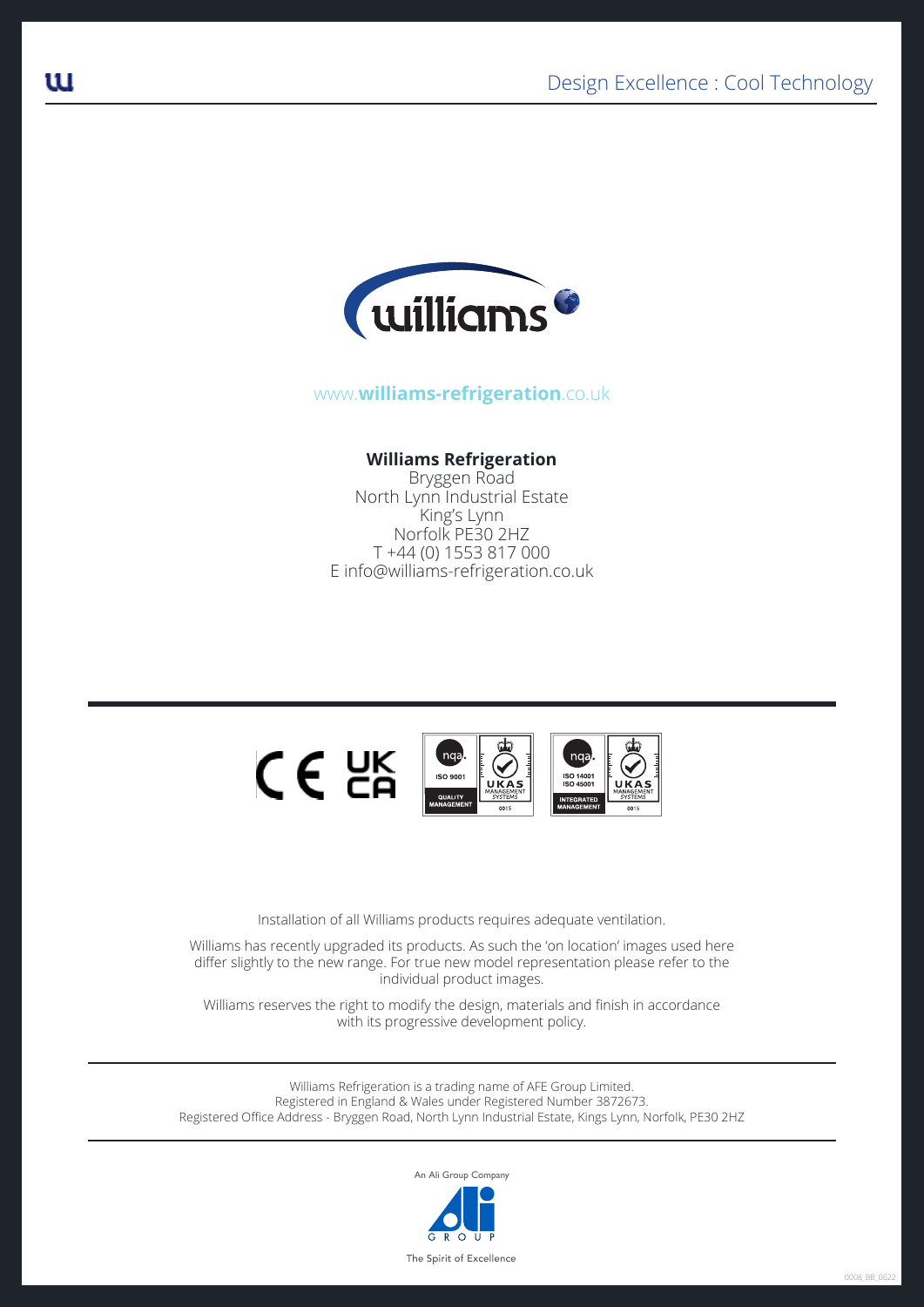www.**williams-refrigeration**.co.uk

**Williams Refrigeration**
Bryggen Road
North Lynn Industrial Estate
King's Lynn
Norfolk PE30 2HZ
T +44 (0) 1553 817 000
E info@williams-refrigeration.co.uk

Installation of all Williams products requires adequate ventilation.

Williams has recently upgraded its products. As such the 'on location' images used here differ slightly to the new range. For true new model representation please refer to the individual product images.

Williams reserves the right to modify the design, materials and finish in accordance with its progressive development policy.

Williams Refrigeration is a trading name of AFE Group Limited.
Registered in England & Wales under Registered Number 3872673.
Registered Office Address - Bryggen Road, North Lynn Industrial Estate, Kings Lynn, Norfolk, PE30 2HZ

An Ali Group Company

The Spirit of Excellence

0008_BB_0622